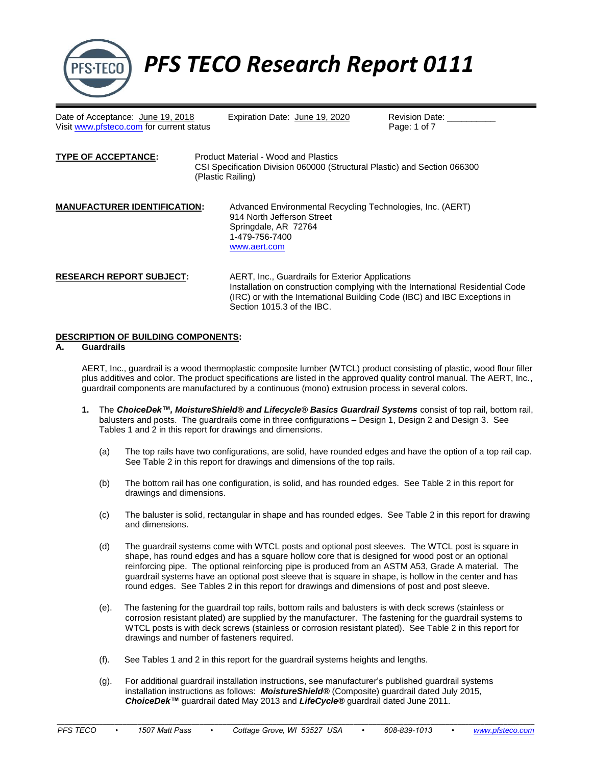# PFS TECO Research Report 0111

Date of Acceptance: June 19, 2018  
Visit www.pfsteco.com for current status

Expiration Date: June 19, 2020

Revision Date: __________

**TYPE OF ACCEPTANCE:** Product Material - Wood and Plastics  
CSI Specification Division 060000 (Structural Plastic) and Section 066300 (Plastic Railing)

**MANUFACTURER IDENTIFICATION:**  
Advanced Environmental Recycling Technologies, Inc. (AERT)  
914 North Jefferson Street  
Springdale, AR 72764  
1-479-756-7400  
www.aert.com

**RESEARCH REPORT SUBJECT:**  
AERT, Inc., Guardrails for Exterior Applications  
Installation on construction complying with the International Residential Code (IRC) or with the International Building Code (IBC) and IBC Exceptions in Section 1015.3 of the IBC.

## DESCRIPTION OF BUILDING COMPONENTS:

### A. Guardrails

AERT, Inc., guardrail is a wood thermoplastic composite lumber (WTCL) product consisting of plastic, wood flour filler plus additives and color. The product specifications are listed in the approved quality control manual. The AERT, Inc., guardrail components are manufactured by a continuous (mono) extrusion process in several colors.

1. The ***ChoiceDek™, MoistureShield® and Lifecycle® Basics Guardrail Systems*** consist of top rail, bottom rail, balusters and posts. The guardrails come in three configurations – Design 1, Design 2 and Design 3. See Tables 1 and 2 in this report for drawings and dimensions.

   (a) The top rails have two configurations, are solid, have rounded edges and have the option of a top rail cap. See Table 2 in this report for drawings and dimensions of the top rails.

   (b) The bottom rail has one configuration, is solid, and has rounded edges. See Table 2 in this report for drawings and dimensions.

   (c) The baluster is solid, rectangular in shape and has rounded edges. See Table 2 in this report for drawing and dimensions.

   (d) The guardrail systems come with WTCL posts and optional post sleeves. The WTCL post is square in shape, has round edges and has a square hollow core that is designed for wood post or an optional reinforcing pipe. The optional reinforcing pipe is produced from an ASTM A53, Grade A material. The guardrail systems have an optional post sleeve that is square in shape, is hollow in the center and has round edges. See Tables 2 in this report for drawings and dimensions of post and post sleeve.

   (e). The fastening for the guardrail top rails, bottom rails and balusters is with deck screws (stainless or corrosion resistant plated) are supplied by the manufacturer. The fastening for the guardrail systems to WTCL posts is with deck screws (stainless or corrosion resistant plated). See Table 2 in this report for drawings and number of fasteners required.

   (f). See Tables 1 and 2 in this report for the guardrail systems heights and lengths.

   (g). For additional guardrail installation instructions, see manufacturer's published guardrail systems installation instructions as follows: ***MoistureShield®*** (Composite) guardrail dated July 2015, ***ChoiceDek™*** guardrail dated May 2013 and ***LifeCycle®*** guardrail dated June 2011.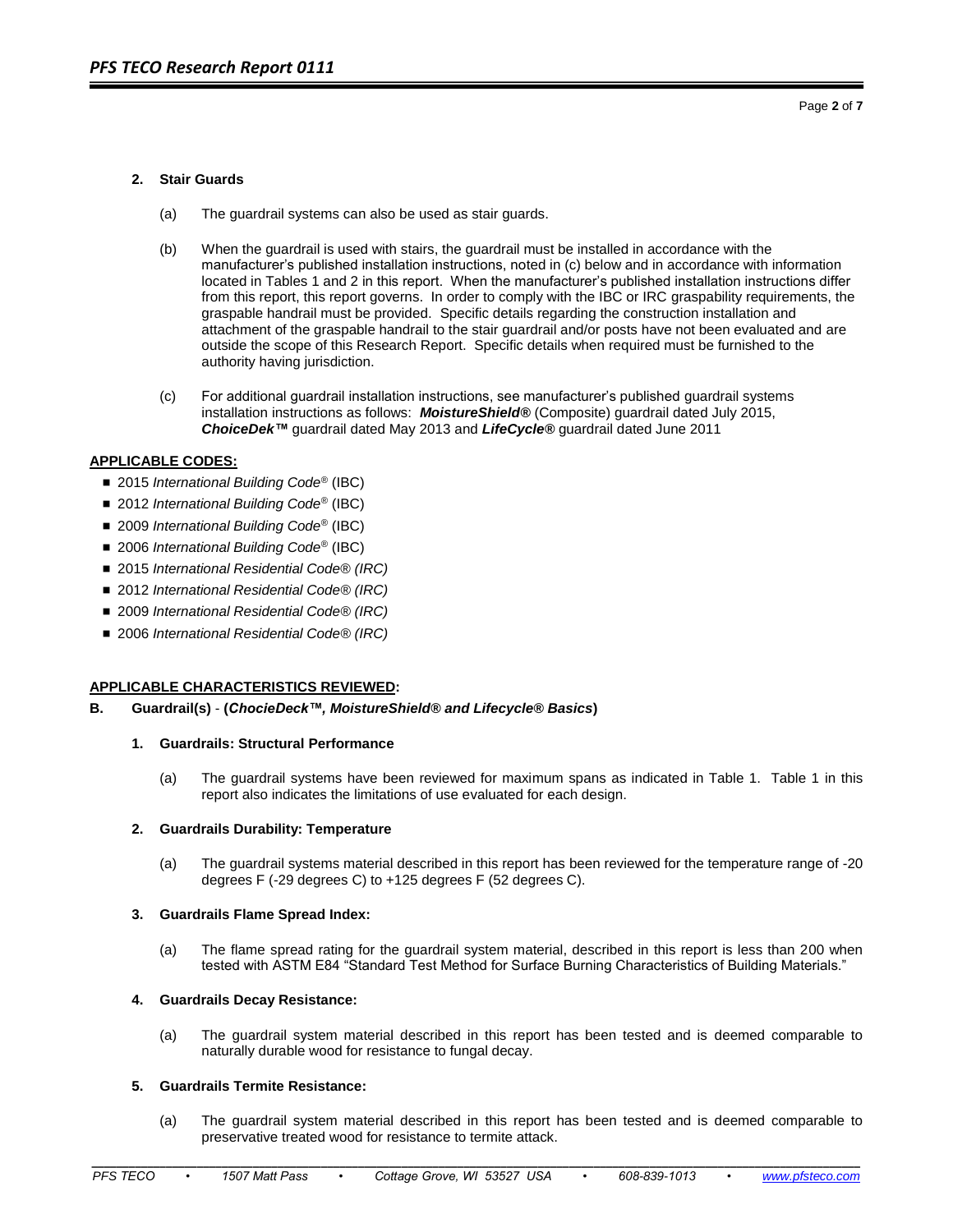**2. Stair Guards**

(a) The guardrail systems can also be used as stair guards.

(b) When the guardrail is used with stairs, the guardrail must be installed in accordance with the manufacturer's published installation instructions, noted in (c) below and in accordance with information located in Tables 1 and 2 in this report. When the manufacturer's published installation instructions differ from this report, this report governs. In order to comply with the IBC or IRC graspability requirements, the graspable handrail must be provided. Specific details regarding the construction installation and attachment of the graspable handrail to the stair guardrail and/or posts have not been evaluated and are outside the scope of this Research Report. Specific details when required must be furnished to the authority having jurisdiction.

(c) For additional guardrail installation instructions, see manufacturer's published guardrail systems installation instructions as follows: ***MoistureShield®*** (Composite) guardrail dated July 2015, ***ChoiceDek™*** guardrail dated May 2013 and ***LifeCycle®*** guardrail dated June 2011

**APPLICABLE CODES:**

- 2015 *International Building Code®* (IBC)
- 2012 *International Building Code®* (IBC)
- 2009 *International Building Code®* (IBC)
- 2006 *International Building Code®* (IBC)
- 2015 *International Residential Code® (IRC)*
- 2012 *International Residential Code® (IRC)*
- 2009 *International Residential Code® (IRC)*
- 2006 *International Residential Code® (IRC)*

**APPLICABLE CHARACTERISTICS REVIEWED:**

**B. Guardrail(s) - (*ChocieDeck™, MoistureShield® and Lifecycle® Basics*)**

**1. Guardrails: Structural Performance**

(a) The guardrail systems have been reviewed for maximum spans as indicated in Table 1. Table 1 in this report also indicates the limitations of use evaluated for each design.

**2. Guardrails Durability: Temperature**

(a) The guardrail systems material described in this report has been reviewed for the temperature range of -20 degrees F (-29 degrees C) to +125 degrees F (52 degrees C).

**3. Guardrails Flame Spread Index:**

(a) The flame spread rating for the guardrail system material, described in this report is less than 200 when tested with ASTM E84 "Standard Test Method for Surface Burning Characteristics of Building Materials."

**4. Guardrails Decay Resistance:**

(a) The guardrail system material described in this report has been tested and is deemed comparable to naturally durable wood for resistance to fungal decay.

**5. Guardrails Termite Resistance:**

(a) The guardrail system material described in this report has been tested and is deemed comparable to preservative treated wood for resistance to termite attack.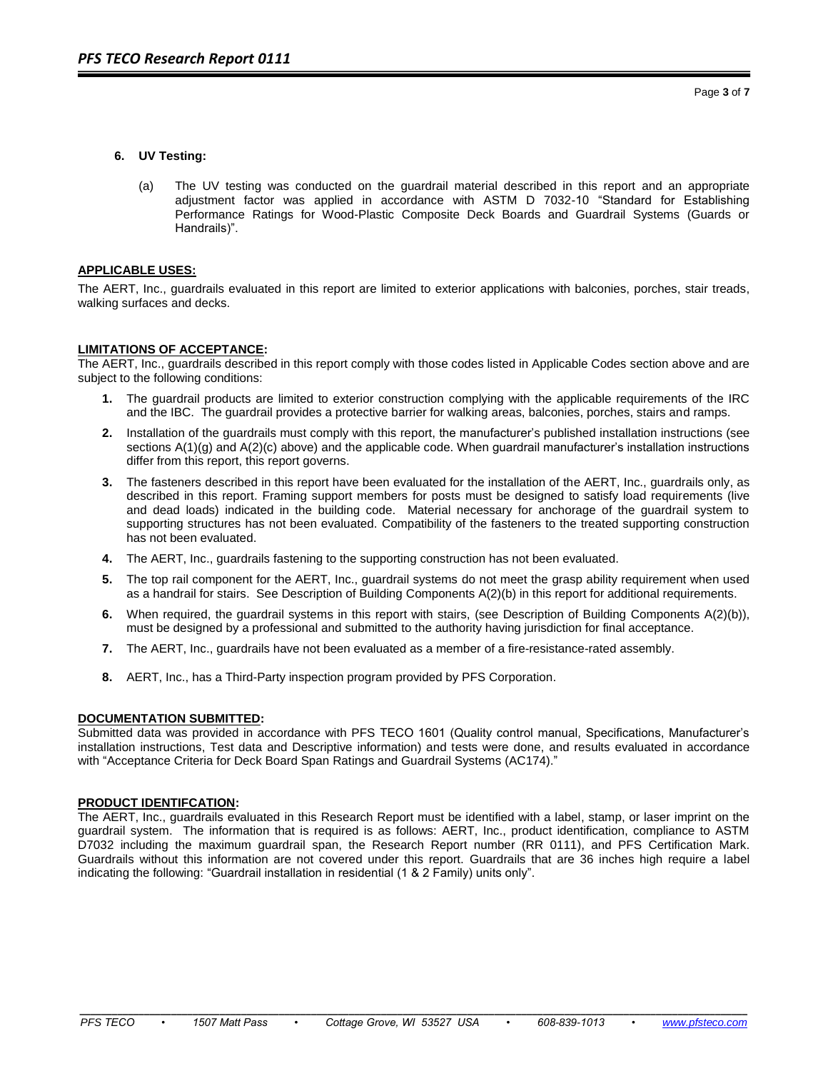**6. UV Testing:**

(a) The UV testing was conducted on the guardrail material described in this report and an appropriate adjustment factor was applied in accordance with ASTM D 7032-10 "Standard for Establishing Performance Ratings for Wood-Plastic Composite Deck Boards and Guardrail Systems (Guards or Handrails)".

**APPLICABLE USES:**

The AERT, Inc., guardrails evaluated in this report are limited to exterior applications with balconies, porches, stair treads, walking surfaces and decks.

**LIMITATIONS OF ACCEPTANCE:**

The AERT, Inc., guardrails described in this report comply with those codes listed in Applicable Codes section above and are subject to the following conditions:

1. The guardrail products are limited to exterior construction complying with the applicable requirements of the IRC and the IBC. The guardrail provides a protective barrier for walking areas, balconies, porches, stairs and ramps.
2. Installation of the guardrails must comply with this report, the manufacturer's published installation instructions (see sections A(1)(g) and A(2)(c) above) and the applicable code. When guardrail manufacturer's installation instructions differ from this report, this report governs.
3. The fasteners described in this report have been evaluated for the installation of the AERT, Inc., guardrails only, as described in this report. Framing support members for posts must be designed to satisfy load requirements (live and dead loads) indicated in the building code. Material necessary for anchorage of the guardrail system to supporting structures has not been evaluated. Compatibility of the fasteners to the treated supporting construction has not been evaluated.
4. The AERT, Inc., guardrails fastening to the supporting construction has not been evaluated.
5. The top rail component for the AERT, Inc., guardrail systems do not meet the grasp ability requirement when used as a handrail for stairs. See Description of Building Components A(2)(b) in this report for additional requirements.
6. When required, the guardrail systems in this report with stairs, (see Description of Building Components A(2)(b)), must be designed by a professional and submitted to the authority having jurisdiction for final acceptance.
7. The AERT, Inc., guardrails have not been evaluated as a member of a fire-resistance-rated assembly.
8. AERT, Inc., has a Third-Party inspection program provided by PFS Corporation.

**DOCUMENTATION SUBMITTED:**

Submitted data was provided in accordance with PFS TECO 1601 (Quality control manual, Specifications, Manufacturer's installation instructions, Test data and Descriptive information) and tests were done, and results evaluated in accordance with "Acceptance Criteria for Deck Board Span Ratings and Guardrail Systems (AC174)."

**PRODUCT IDENTIFCATION:**

The AERT, Inc., guardrails evaluated in this Research Report must be identified with a label, stamp, or laser imprint on the guardrail system. The information that is required is as follows: AERT, Inc., product identification, compliance to ASTM D7032 including the maximum guardrail span, the Research Report number (RR 0111), and PFS Certification Mark. Guardrails without this information are not covered under this report. Guardrails that are 36 inches high require a label indicating the following: "Guardrail installation in residential (1 & 2 Family) units only".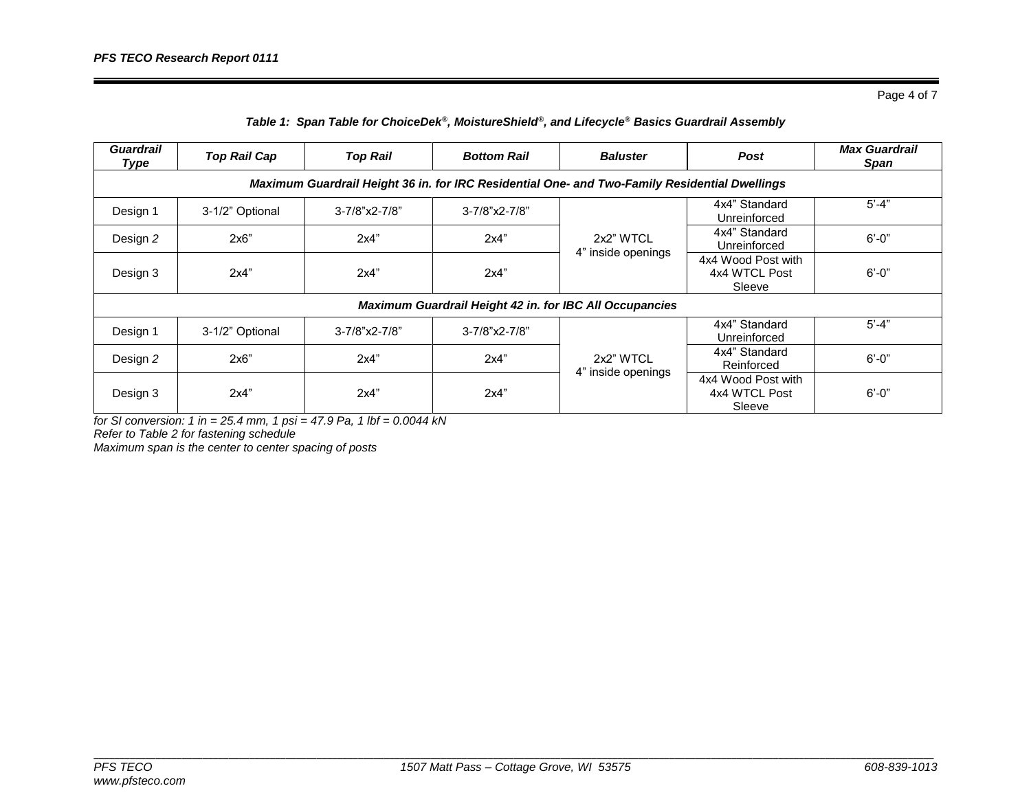*Table 1: Span Table for ChoiceDek®, MoistureShield®, and Lifecycle® Basics Guardrail Assembly*

| *Guardrail Type* | *Top Rail Cap* | *Top Rail* | *Bottom Rail* | *Baluster* | *Post* | *Max Guardrail Span* |
|---|---|---|---|---|---|---|
| ***Maximum Guardrail Height 36 in. for IRC Residential One- and Two-Family Residential Dwellings*** | | | | | | |
| Design 1 | 3-1/2" Optional | 3-7/8"x2-7/8" | 3-7/8"x2-7/8" | 2x2" WTCL 4" inside openings | 4x4" Standard Unreinforced | 5'-4" |
| Design *2* | 2x6" | 2x4" | 2x4" | 2x2" WTCL 4" inside openings | 4x4" Standard Unreinforced | 6'-0" |
| Design 3 | 2x4" | 2x4" | 2x4" | 2x2" WTCL 4" inside openings | 4x4 Wood Post with 4x4 WTCL Post Sleeve | 6'-0" |
| ***Maximum Guardrail Height 42 in. for IBC All Occupancies*** | | | | | | |
| Design 1 | 3-1/2" Optional | 3-7/8"x2-7/8" | 3-7/8"x2-7/8" | 2x2" WTCL 4" inside openings | 4x4" Standard Unreinforced | 5'-4" |
| Design *2* | 2x6" | 2x4" | 2x4" | 2x2" WTCL 4" inside openings | 4x4" Standard Reinforced | 6'-0" |
| Design 3 | 2x4" | 2x4" | 2x4" | 2x2" WTCL 4" inside openings | 4x4 Wood Post with 4x4 WTCL Post Sleeve | 6'-0" |

*for SI conversion: 1 in = 25.4 mm, 1 psi = 47.9 Pa, 1 lbf = 0.0044 kN*

*Refer to Table 2 for fastening schedule*

*Maximum span is the center to center spacing of posts*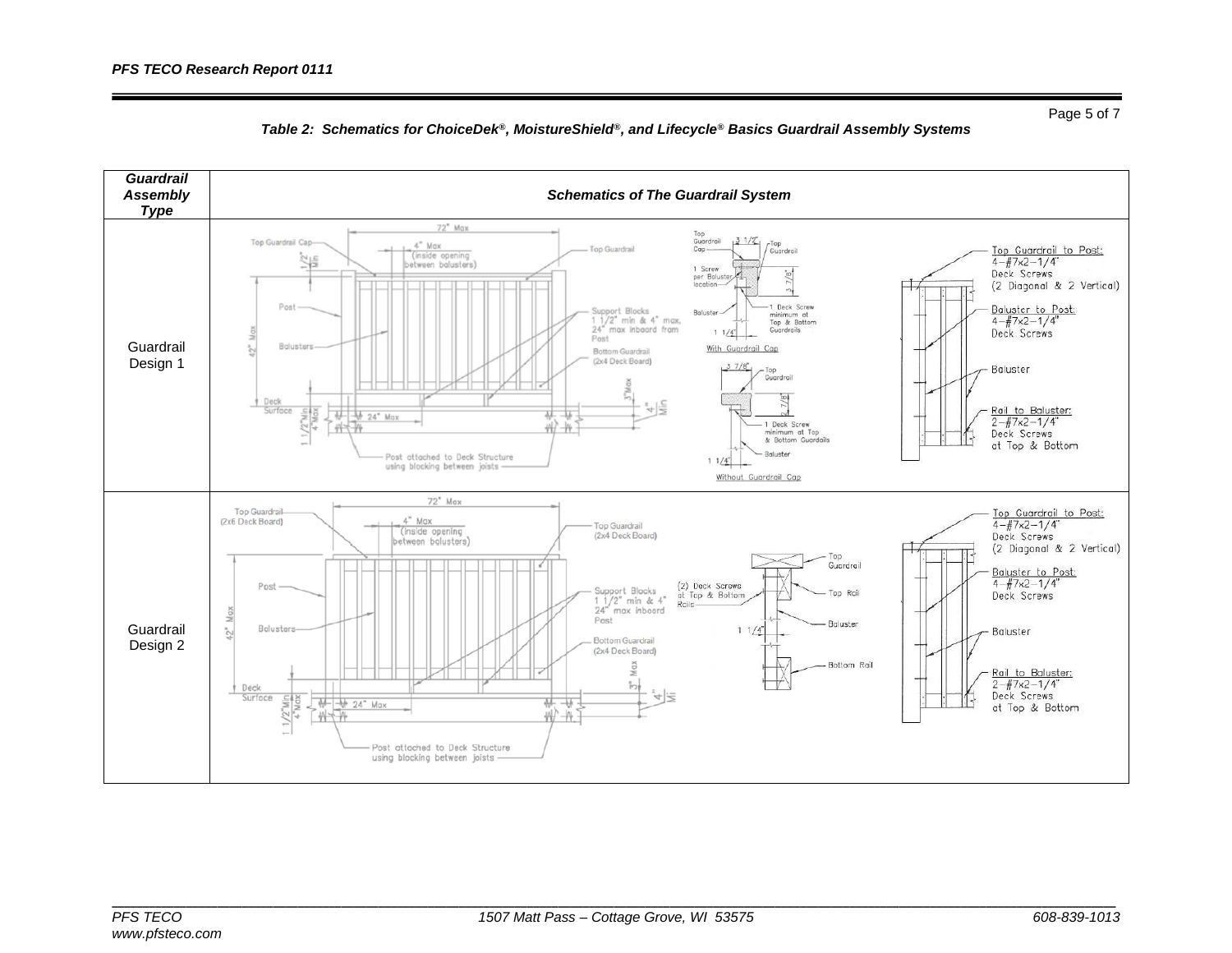*Table 2: Schematics for ChoiceDek®, MoistureShield®, and Lifecycle® Basics Guardrail Assembly Systems*

| *Guardrail Assembly Type* | *Schematics of The Guardrail System* |
|---|---|
| Guardrail Design 1 | 72" Max; Top Guardrail Cap; 1/2" Min; 4" Max (inside opening between balusters); Top Guardrail; Post; 42" Max; Balusters; Support Blocks 1 1/2" min & 4" max, 24" max inboard from Post; Bottom Guardrail (2x4 Deck Board); 3" Max; 4" Min; Deck Surface; 1 1/2" Min; 4" Max; 24" Max; Post attached to Deck Structure using blocking between joists. With Guardrail Cap: Top Guardrail Cap; 3 1/2"; Top Guardrail; 1 Screw per Baluster location; 3 7/8"; Baluster; 1 Deck Screw minimum at Top & Bottom Guardrails; 1 1/4". Without Guardrail Cap: 3 7/8"; Top Guardrail; 2 7/8"; 1 Deck Screw minimum at Top & Bottom Guardrails; Baluster; 1 1/4". Top Guardrail to Post: 4-#7x2-1/4" Deck Screws (2 Diagonal & 2 Vertical); Baluster to Post: 4-#7x2-1/4" Deck Screws; Baluster; Rail to Baluster: 2-#7x2-1/4" Deck Screws at Top & Bottom |
| Guardrail Design 2 | 72" Max; Top Guardrail (2x6 Deck Board); 4" Max (inside opening between balusters); Top Guardrail (2x4 Deck Board); Post; 42" Max; Balusters; Support Blocks 1 1/2" min & 4" 24" max inboard Post; Bottom Guardrail (2x4 Deck Board); 3" Max; 4" Min; Deck Surface; 1 1/2" Min; 4" Max; 24" Max; Post attached to Deck Structure using blocking between joists. Top Guardrail; (2) Deck Screws at Top & Bottom Rails; Top Rail; Baluster; 1 1/4"; Bottom Rail. Top Guardrail to Post: 4-#7x2-1/4" Deck Screws (2 Diagonal & 2 Vertical); Baluster to Post: 4-#7x2-1/4" Deck Screws; Baluster; Rail to Baluster: 2-#7x2-1/4" Deck Screws at Top & Bottom |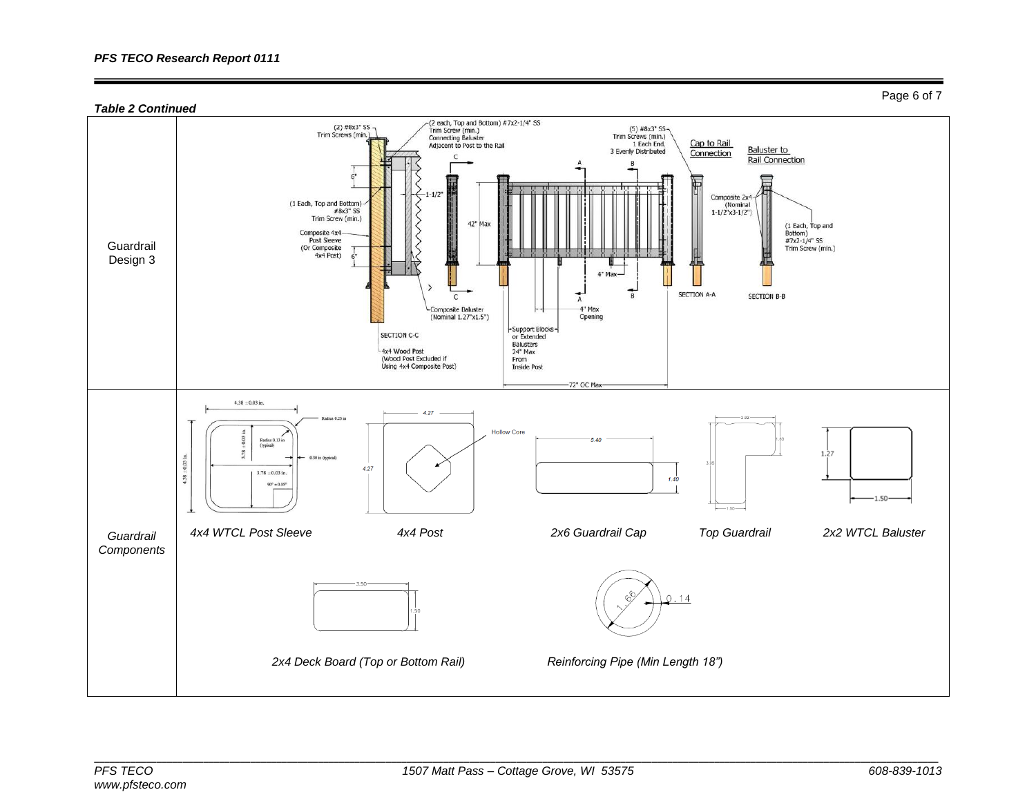***Table 2 Continued***

| | |
|---|---|
| Guardrail Design 3 | (2) #8x3" SS Trim Screws (min.); (2 each, Top and Bottom) #7x2-1/4" SS Trim Screw (min.) Connecting Baluster Adjacent to Post to the Rail; (5) #8x3" SS Trim Screws (min.) 1 Each End, 3 Evenly Distributed; Cap to Rail Connection; Baluster to Rail Connection; 6"; 1-1/2"; (1 Each, Top and Bottom) #8x3" SS Trim Screw (min.); Composite 4x4 Post Sleeve (Or Composite 4x4 Post); 6"; 42" Max; Composite 2x4 (Nominal 1-1/2"x3-1/2"); (1 Each, Top and Bottom) #7x2-1/4" SS Trim Screw (min.); 4" Max; SECTION A-A; SECTION B-B; Composite Baluster (Nominal 1.27"x1.5"); 4" Max Opening; SECTION C-C; 4x4 Wood Post (Wood Post Excluded if Using 4x4 Composite Post); Support Blocks or Extended Balusters 24" Max From Inside Post; 72" OC Max |
| *Guardrail Components* | *4x4 WTCL Post Sleeve* (4.38 ± 0.03 in.; 3.78 ± 0.03 in.; Radius 0.25 in; Radius 0.13 in (typical); 0.30 in (typical); 90° ± 0.05°); *4x4 Post* (4.27; 4.27; Hollow Core); *2x6 Guardrail Cap* (5.40; 1.40); *Top Guardrail* (2.02; 1.60; 3.95; 1.50); *2x2 WTCL Baluster* (1.27; 1.50); *2x4 Deck Board (Top or Bottom Rail)* (3.50; 1.50); *Reinforcing Pipe (Min Length 18")* (1.66; 0.14) |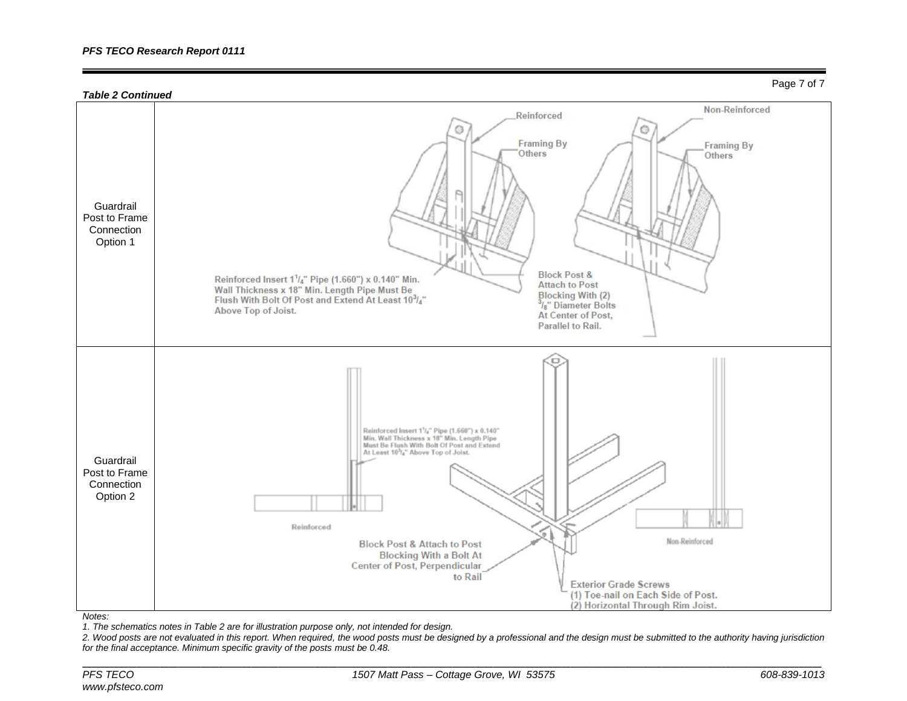*Table 2 Continued*

| | |
|---|---|
| Guardrail Post to Frame Connection Option 1 | Reinforced<br>Non-Reinforced<br>Framing By Others<br>Framing By Others<br>Reinforced Insert 1 1/4" Pipe (1.660") x 0.140" Min. Wall Thickness x 18" Min. Length Pipe Must Be Flush With Bolt Of Post and Extend At Least 10 3/4" Above Top of Joist.<br>Block Post & Attach to Post Blocking With (2) 3/8" Diameter Bolts At Center of Post, Parallel to Rail. |
| Guardrail Post to Frame Connection Option 2 | Reinforced Insert 1 1/4" Pipe (1.660") x 0.140" Min. Wall Thickness x 18" Min. Length Pipe Must Be Flush With Bolt Of Post and Extend At Least 10 3/4" Above Top of Joist.<br>Reinforced<br>Non-Reinforced<br>Block Post & Attach to Post Blocking With a Bolt At Center of Post, Perpendicular to Rail<br>Exterior Grade Screws<br>(1) Toe-nail on Each Side of Post.<br>(2) Horizontal Through Rim Joist. |

*Notes:*

*1. The schematics notes in Table 2 are for illustration purpose only, not intended for design.*

*2. Wood posts are not evaluated in this report. When required, the wood posts must be designed by a professional and the design must be submitted to the authority having jurisdiction for the final acceptance. Minimum specific gravity of the posts must be 0.48.*